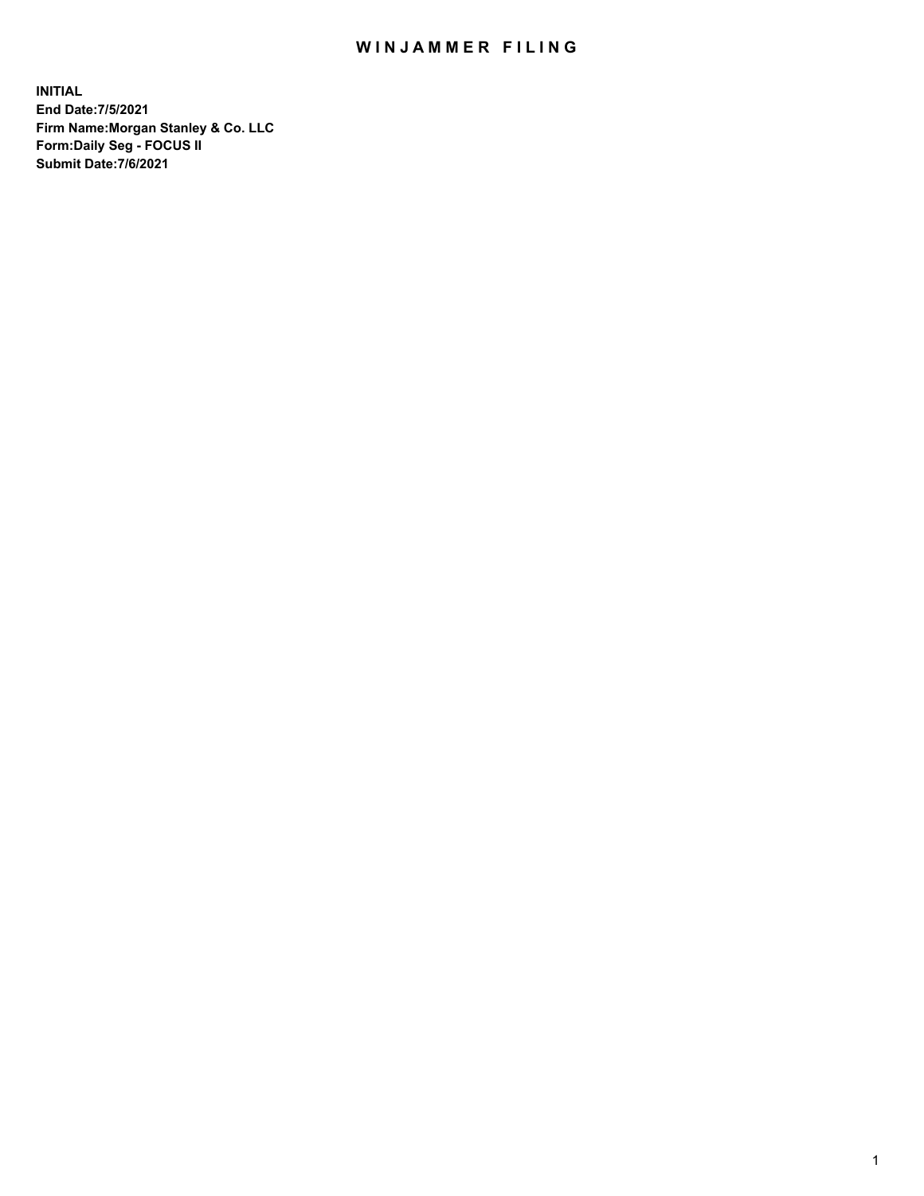# WINJAMMER FILING

**INITIAL**
**End Date:7/5/2021**
**Firm Name:Morgan Stanley & Co. LLC**
**Form:Daily Seg - FOCUS II**
**Submit Date:7/6/2021**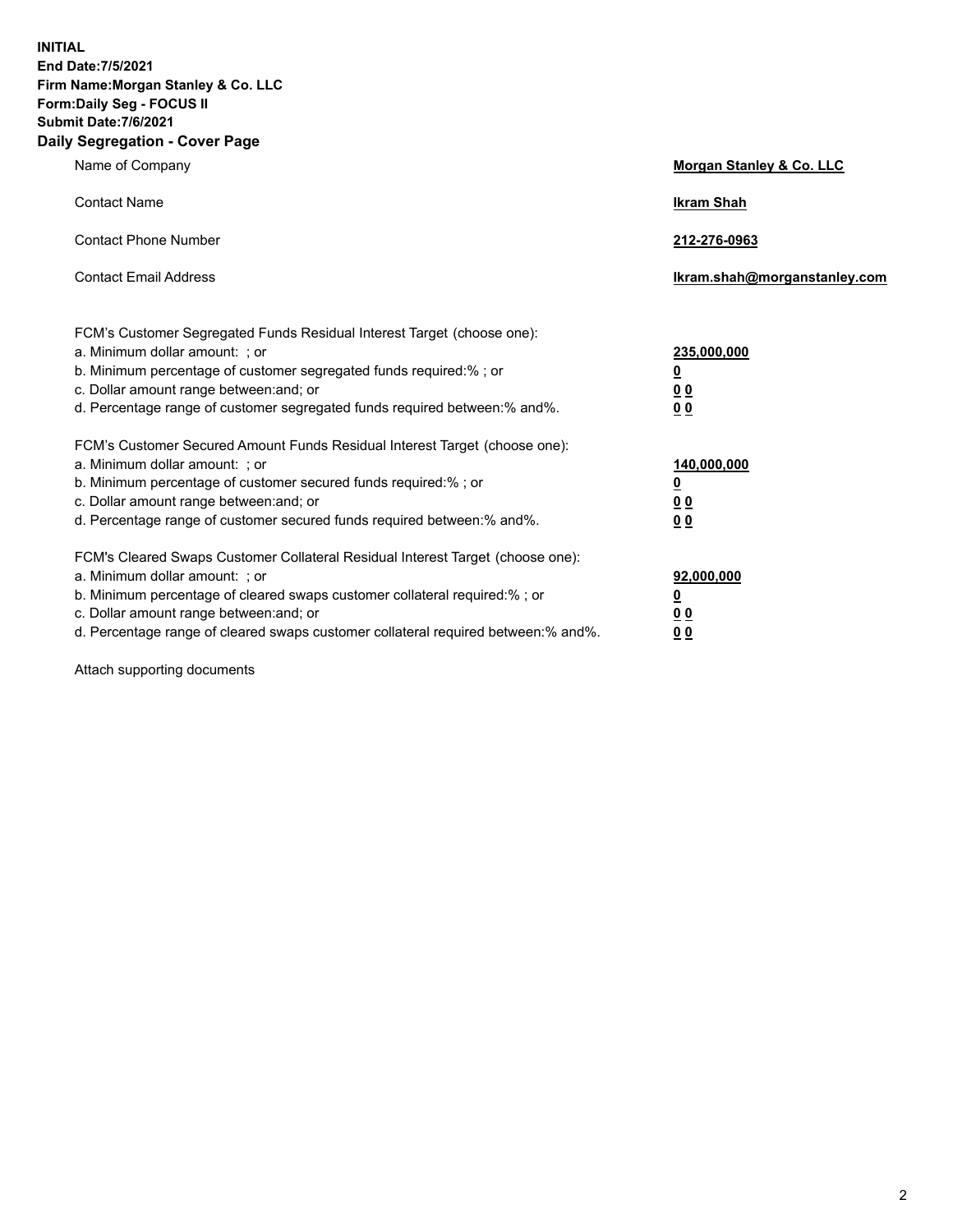**INITIAL**
**End Date:7/5/2021**
**Firm Name:Morgan Stanley & Co. LLC**
**Form:Daily Seg - FOCUS II**
**Submit Date:7/6/2021**
**Daily Segregation - Cover Page**

| | |
|---|---|
| Name of Company | **Morgan Stanley & Co. LLC** |
| Contact Name | **Ikram Shah** |
| Contact Phone Number | **212-276-0963** |
| Contact Email Address | **Ikram.shah@morganstanley.com** |

FCM's Customer Segregated Funds Residual Interest Target (choose one):

| | |
|---|---|
| a. Minimum dollar amount: ; or | **235,000,000** |
| b. Minimum percentage of customer segregated funds required:% ; or | **0** |
| c. Dollar amount range between:and; or | **0 0** |
| d. Percentage range of customer segregated funds required between:% and%. | **0 0** |

FCM's Customer Secured Amount Funds Residual Interest Target (choose one):

| | |
|---|---|
| a. Minimum dollar amount: ; or | **140,000,000** |
| b. Minimum percentage of customer secured funds required:% ; or | **0** |
| c. Dollar amount range between:and; or | **0 0** |
| d. Percentage range of customer secured funds required between:% and%. | **0 0** |

FCM's Cleared Swaps Customer Collateral Residual Interest Target (choose one):

| | |
|---|---|
| a. Minimum dollar amount: ; or | **92,000,000** |
| b. Minimum percentage of cleared swaps customer collateral required:% ; or | **0** |
| c. Dollar amount range between:and; or | **0 0** |
| d. Percentage range of cleared swaps customer collateral required between:% and%. | **0 0** |

Attach supporting documents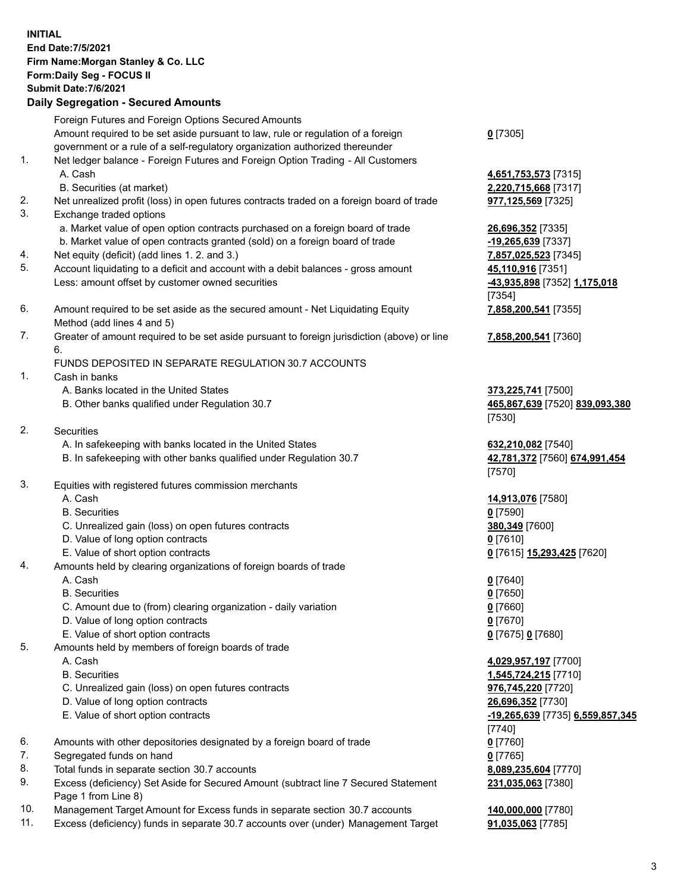**INITIAL**
**End Date:7/5/2021**
**Firm Name:Morgan Stanley & Co. LLC**
**Form:Daily Seg - FOCUS II**
**Submit Date:7/6/2021**

### Daily Segregation - Secured Amounts

| | | |
|---|---|---|
| | Foreign Futures and Foreign Options Secured Amounts | |
| | Amount required to be set aside pursuant to law, rule or regulation of a foreign government or a rule of a self-regulatory organization authorized thereunder | **0** [7305] |
| 1. | Net ledger balance - Foreign Futures and Foreign Option Trading - All Customers | |
| | A. Cash | **4,651,753,573** [7315] |
| | B. Securities (at market) | **2,220,715,668** [7317] |
| 2. | Net unrealized profit (loss) in open futures contracts traded on a foreign board of trade | **977,125,569** [7325] |
| 3. | Exchange traded options | |
| | a. Market value of open option contracts purchased on a foreign board of trade | **26,696,352** [7335] |
| | b. Market value of open contracts granted (sold) on a foreign board of trade | **-19,265,639** [7337] |
| 4. | Net equity (deficit) (add lines 1. 2. and 3.) | **7,857,025,523** [7345] |
| 5. | Account liquidating to a deficit and account with a debit balances - gross amount | **45,110,916** [7351] |
| | Less: amount offset by customer owned securities | **-43,935,898** [7352] **1,175,018** [7354] |
| 6. | Amount required to be set aside as the secured amount - Net Liquidating Equity Method (add lines 4 and 5) | **7,858,200,541** [7355] |
| 7. | Greater of amount required to be set aside pursuant to foreign jurisdiction (above) or line 6. | **7,858,200,541** [7360] |
| | FUNDS DEPOSITED IN SEPARATE REGULATION 30.7 ACCOUNTS | |
| 1. | Cash in banks | |
| | A. Banks located in the United States | **373,225,741** [7500] |
| | B. Other banks qualified under Regulation 30.7 | **465,867,639** [7520] **839,093,380** [7530] |
| 2. | Securities | |
| | A. In safekeeping with banks located in the United States | **632,210,082** [7540] |
| | B. In safekeeping with other banks qualified under Regulation 30.7 | **42,781,372** [7560] **674,991,454** [7570] |
| 3. | Equities with registered futures commission merchants | |
| | A. Cash | **14,913,076** [7580] |
| | B. Securities | **0** [7590] |
| | C. Unrealized gain (loss) on open futures contracts | **380,349** [7600] |
| | D. Value of long option contracts | **0** [7610] |
| | E. Value of short option contracts | **0** [7615] **15,293,425** [7620] |
| 4. | Amounts held by clearing organizations of foreign boards of trade | |
| | A. Cash | **0** [7640] |
| | B. Securities | **0** [7650] |
| | C. Amount due to (from) clearing organization - daily variation | **0** [7660] |
| | D. Value of long option contracts | **0** [7670] |
| | E. Value of short option contracts | **0** [7675] **0** [7680] |
| 5. | Amounts held by members of foreign boards of trade | |
| | A. Cash | **4,029,957,197** [7700] |
| | B. Securities | **1,545,724,215** [7710] |
| | C. Unrealized gain (loss) on open futures contracts | **976,745,220** [7720] |
| | D. Value of long option contracts | **26,696,352** [7730] |
| | E. Value of short option contracts | **-19,265,639** [7735] **6,559,857,345** [7740] |
| 6. | Amounts with other depositories designated by a foreign board of trade | **0** [7760] |
| 7. | Segregated funds on hand | **0** [7765] |
| 8. | Total funds in separate section 30.7 accounts | **8,089,235,604** [7770] |
| 9. | Excess (deficiency) Set Aside for Secured Amount (subtract line 7 Secured Statement Page 1 from Line 8) | **231,035,063** [7380] |
| 10. | Management Target Amount for Excess funds in separate section 30.7 accounts | **140,000,000** [7780] |
| 11. | Excess (deficiency) funds in separate 30.7 accounts over (under) Management Target | **91,035,063** [7785] |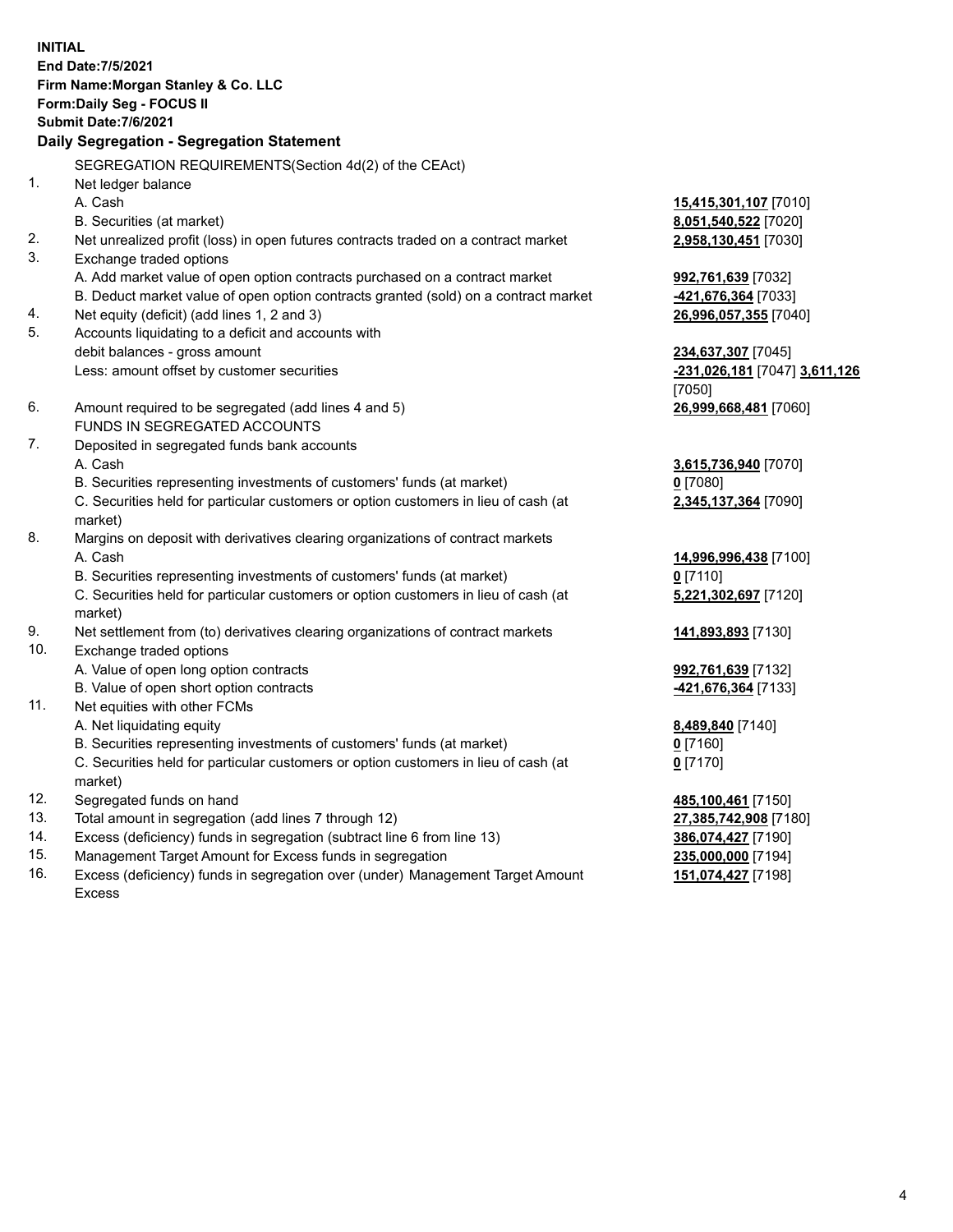**INITIAL**
**End Date:7/5/2021**
**Firm Name:Morgan Stanley & Co. LLC**
**Form:Daily Seg - FOCUS II**
**Submit Date:7/6/2021**

**Daily Segregation - Segregation Statement**

SEGREGATION REQUIREMENTS(Section 4d(2) of the CEAct)

| | | |
|---|---|---|
| 1. | Net ledger balance | |
| | A. Cash | **15,415,301,107** [7010] |
| | B. Securities (at market) | **8,051,540,522** [7020] |
| 2. | Net unrealized profit (loss) in open futures contracts traded on a contract market | **2,958,130,451** [7030] |
| 3. | Exchange traded options | |
| | A. Add market value of open option contracts purchased on a contract market | **992,761,639** [7032] |
| | B. Deduct market value of open option contracts granted (sold) on a contract market | **-421,676,364** [7033] |
| 4. | Net equity (deficit) (add lines 1, 2 and 3) | **26,996,057,355** [7040] |
| 5. | Accounts liquidating to a deficit and accounts with debit balances - gross amount | **234,637,307** [7045] |
| | Less: amount offset by customer securities | **-231,026,181** [7047] **3,611,126** [7050] |
| 6. | Amount required to be segregated (add lines 4 and 5) | **26,999,668,481** [7060] |
| | FUNDS IN SEGREGATED ACCOUNTS | |
| 7. | Deposited in segregated funds bank accounts | |
| | A. Cash | **3,615,736,940** [7070] |
| | B. Securities representing investments of customers' funds (at market) | **0** [7080] |
| | C. Securities held for particular customers or option customers in lieu of cash (at market) | **2,345,137,364** [7090] |
| 8. | Margins on deposit with derivatives clearing organizations of contract markets | |
| | A. Cash | **14,996,996,438** [7100] |
| | B. Securities representing investments of customers' funds (at market) | **0** [7110] |
| | C. Securities held for particular customers or option customers in lieu of cash (at market) | **5,221,302,697** [7120] |
| 9. | Net settlement from (to) derivatives clearing organizations of contract markets | **141,893,893** [7130] |
| 10. | Exchange traded options | |
| | A. Value of open long option contracts | **992,761,639** [7132] |
| | B. Value of open short option contracts | **-421,676,364** [7133] |
| 11. | Net equities with other FCMs | |
| | A. Net liquidating equity | **8,489,840** [7140] |
| | B. Securities representing investments of customers' funds (at market) | **0** [7160] |
| | C. Securities held for particular customers or option customers in lieu of cash (at market) | **0** [7170] |
| 12. | Segregated funds on hand | **485,100,461** [7150] |
| 13. | Total amount in segregation (add lines 7 through 12) | **27,385,742,908** [7180] |
| 14. | Excess (deficiency) funds in segregation (subtract line 6 from line 13) | **386,074,427** [7190] |
| 15. | Management Target Amount for Excess funds in segregation | **235,000,000** [7194] |
| 16. | Excess (deficiency) funds in segregation over (under) Management Target Amount Excess | **151,074,427** [7198] |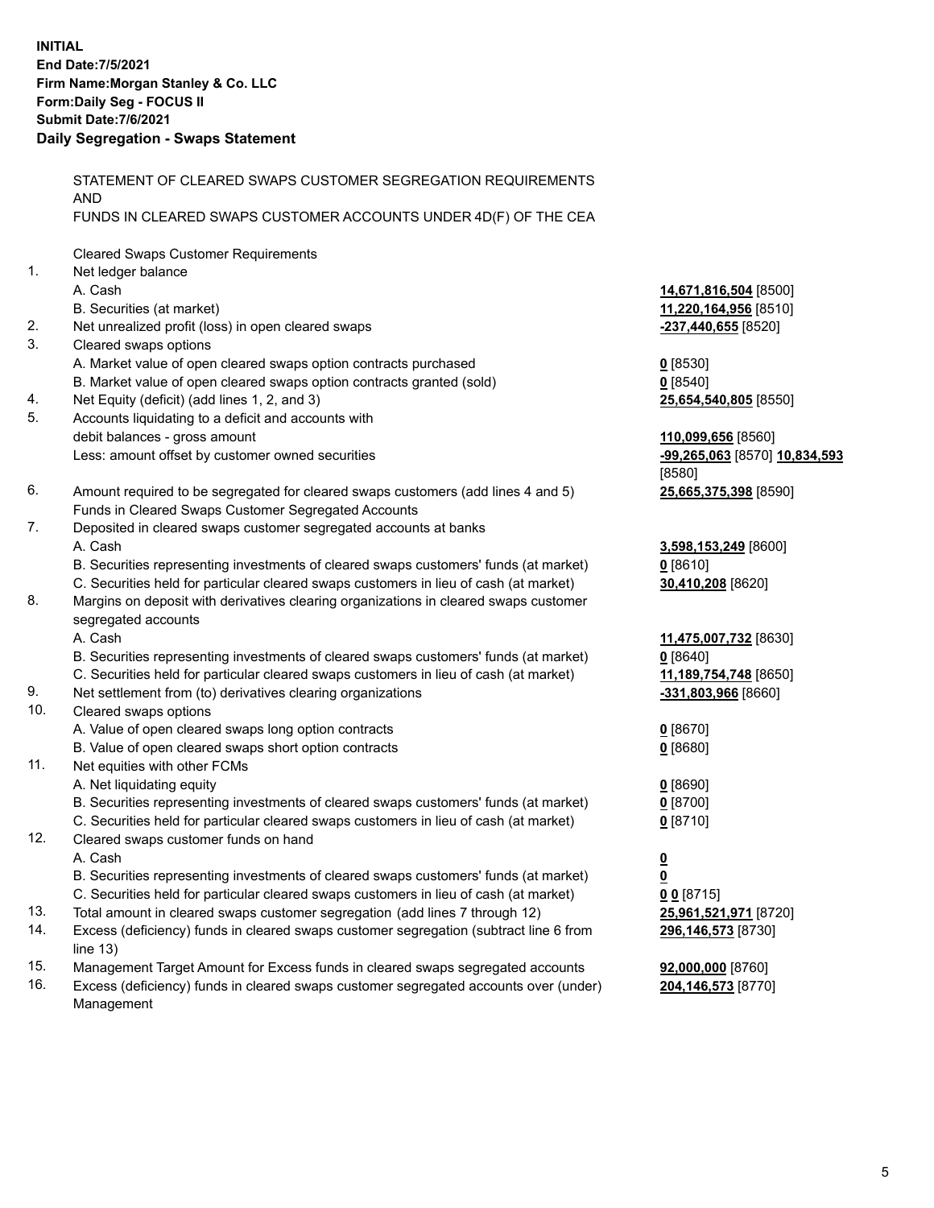**INITIAL**
**End Date:7/5/2021**
**Firm Name:Morgan Stanley & Co. LLC**
**Form:Daily Seg - FOCUS II**
**Submit Date:7/6/2021**
**Daily Segregation - Swaps Statement**

STATEMENT OF CLEARED SWAPS CUSTOMER SEGREGATION REQUIREMENTS AND FUNDS IN CLEARED SWAPS CUSTOMER ACCOUNTS UNDER 4D(F) OF THE CEA

| | | |
|---|---|---|
| | Cleared Swaps Customer Requirements | |
| 1. | Net ledger balance | |
| | A. Cash | **14,671,816,504** [8500] |
| | B. Securities (at market) | **11,220,164,956** [8510] |
| 2. | Net unrealized profit (loss) in open cleared swaps | **-237,440,655** [8520] |
| 3. | Cleared swaps options | |
| | A. Market value of open cleared swaps option contracts purchased | **0** [8530] |
| | B. Market value of open cleared swaps option contracts granted (sold) | **0** [8540] |
| 4. | Net Equity (deficit) (add lines 1, 2, and 3) | **25,654,540,805** [8550] |
| 5. | Accounts liquidating to a deficit and accounts with debit balances - gross amount | **110,099,656** [8560] |
| | Less: amount offset by customer owned securities | **-99,265,063** [8570] **10,834,593** [8580] |
| 6. | Amount required to be segregated for cleared swaps customers (add lines 4 and 5) | **25,665,375,398** [8590] |
| | Funds in Cleared Swaps Customer Segregated Accounts | |
| 7. | Deposited in cleared swaps customer segregated accounts at banks | |
| | A. Cash | **3,598,153,249** [8600] |
| | B. Securities representing investments of cleared swaps customers' funds (at market) | **0** [8610] |
| | C. Securities held for particular cleared swaps customers in lieu of cash (at market) | **30,410,208** [8620] |
| 8. | Margins on deposit with derivatives clearing organizations in cleared swaps customer segregated accounts | |
| | A. Cash | **11,475,007,732** [8630] |
| | B. Securities representing investments of cleared swaps customers' funds (at market) | **0** [8640] |
| | C. Securities held for particular cleared swaps customers in lieu of cash (at market) | **11,189,754,748** [8650] |
| 9. | Net settlement from (to) derivatives clearing organizations | **-331,803,966** [8660] |
| 10. | Cleared swaps options | |
| | A. Value of open cleared swaps long option contracts | **0** [8670] |
| | B. Value of open cleared swaps short option contracts | **0** [8680] |
| 11. | Net equities with other FCMs | |
| | A. Net liquidating equity | **0** [8690] |
| | B. Securities representing investments of cleared swaps customers' funds (at market) | **0** [8700] |
| | C. Securities held for particular cleared swaps customers in lieu of cash (at market) | **0** [8710] |
| 12. | Cleared swaps customer funds on hand | |
| | A. Cash | **0** |
| | B. Securities representing investments of cleared swaps customers' funds (at market) | **0** |
| | C. Securities held for particular cleared swaps customers in lieu of cash (at market) | **0** **0** [8715] |
| 13. | Total amount in cleared swaps customer segregation (add lines 7 through 12) | **25,961,521,971** [8720] |
| 14. | Excess (deficiency) funds in cleared swaps customer segregation (subtract line 6 from line 13) | **296,146,573** [8730] |
| 15. | Management Target Amount for Excess funds in cleared swaps segregated accounts | **92,000,000** [8760] |
| 16. | Excess (deficiency) funds in cleared swaps customer segregated accounts over (under) Management | **204,146,573** [8770] |